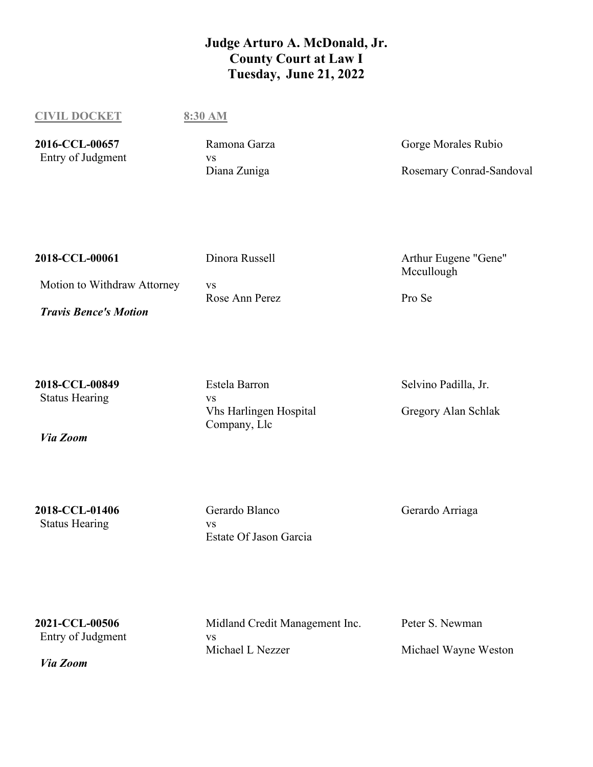# Judge Arturo A. McDonald, Jr.
# County Court at Law I
# Tuesday, June 21, 2022

**CIVIL DOCKET** **8:30 AM**

| Case | Parties | Attorneys |
| --- | --- | --- |
| **2016-CCL-00657**<br>Entry of Judgment | Ramona Garza<br>vs<br>Diana Zuniga | Gorge Morales Rubio<br><br>Rosemary Conrad-Sandoval |
| **2018-CCL-00061**<br>Motion to Withdraw Attorney<br>***Travis Bence's Motion*** | Dinora Russell<br>vs<br>Rose Ann Perez | Arthur Eugene "Gene" Mccullough<br><br>Pro Se |
| **2018-CCL-00849**<br>Status Hearing<br>***Via Zoom*** | Estela Barron<br>vs<br>Vhs Harlingen Hospital Company, Llc | Selvino Padilla, Jr.<br><br>Gregory Alan Schlak |
| **2018-CCL-01406**<br>Status Hearing | Gerardo Blanco<br>vs<br>Estate Of Jason Garcia | Gerardo Arriaga |
| **2021-CCL-00506**<br>Entry of Judgment<br>***Via Zoom*** | Midland Credit Management Inc.<br>vs<br>Michael L Nezzer | Peter S. Newman<br><br>Michael Wayne Weston |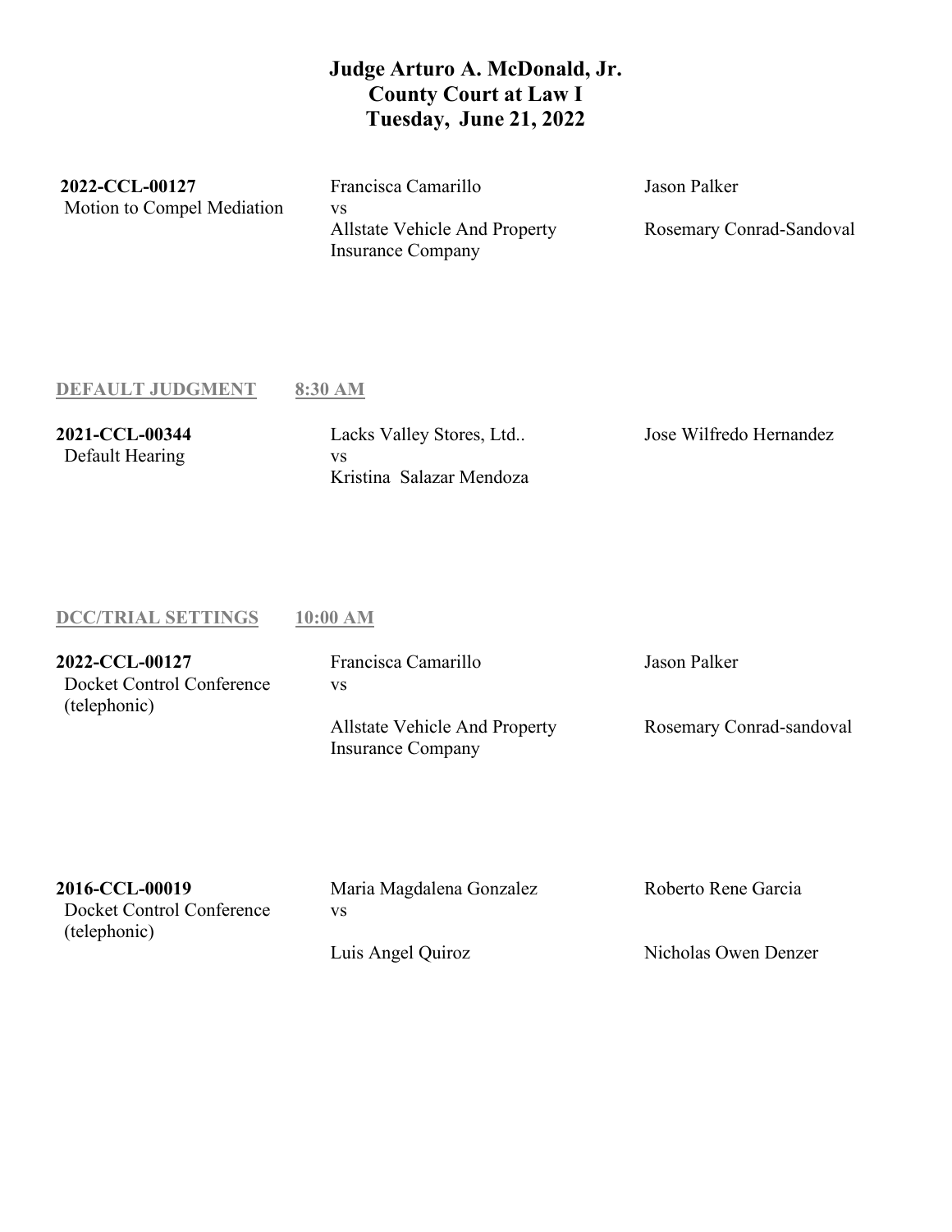# Judge Arturo A. McDonald, Jr.
# County Court at Law I
# Tuesday, June 21, 2022

| | | |
|---|---|---|
| **2022-CCL-00127** | Francisca Camarillo | Jason Palker |
| Motion to Compel Mediation | vs | |
| | Allstate Vehicle And Property Insurance Company | Rosemary Conrad-Sandoval |

## DEFAULT JUDGMENT 8:30 AM

| | | |
|---|---|---|
| **2021-CCL-00344** | Lacks Valley Stores, Ltd.. | Jose Wilfredo Hernandez |
| Default Hearing | vs | |
| | Kristina Salazar Mendoza | |

## DCC/TRIAL SETTINGS 10:00 AM

| | | |
|---|---|---|
| **2022-CCL-00127** | Francisca Camarillo | Jason Palker |
| Docket Control Conference (telephonic) | vs | |
| | Allstate Vehicle And Property Insurance Company | Rosemary Conrad-sandoval |

| | | |
|---|---|---|
| **2016-CCL-00019** | Maria Magdalena Gonzalez | Roberto Rene Garcia |
| Docket Control Conference (telephonic) | vs | |
| | Luis Angel Quiroz | Nicholas Owen Denzer |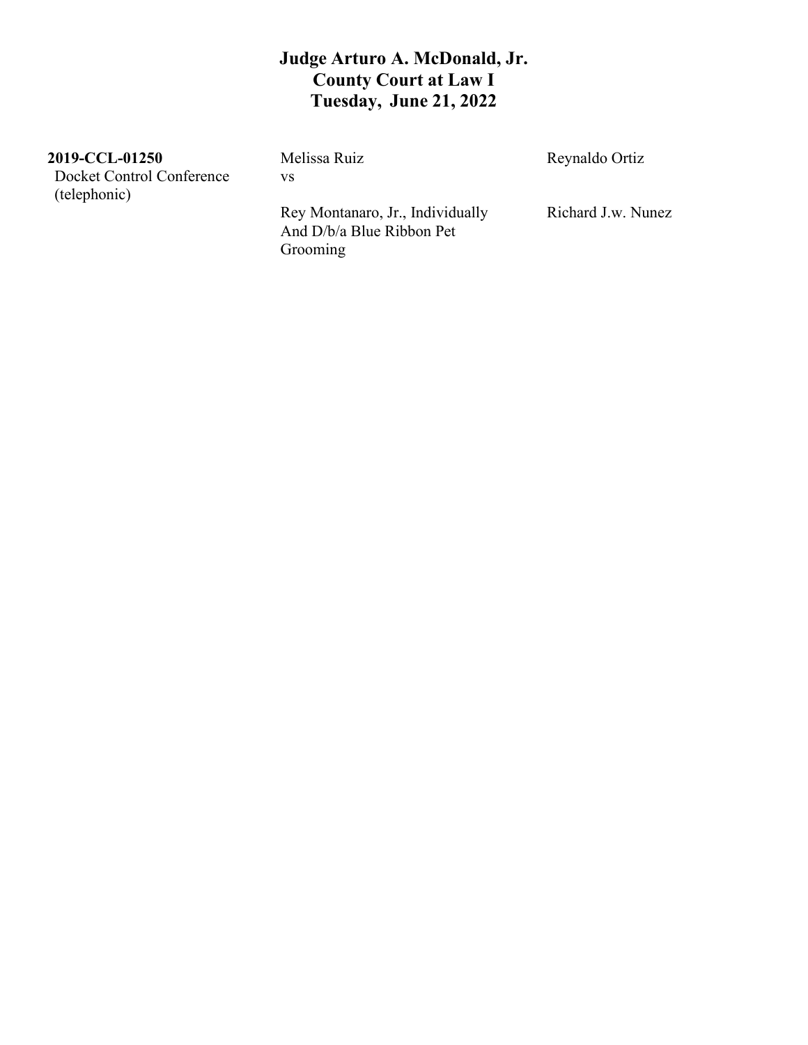**Judge Arturo A. McDonald, Jr.**
**County Court at Law I**
**Tuesday, June 21, 2022**

| | | |
|---|---|---|
| **2019-CCL-01250**<br>Docket Control Conference (telephonic) | Melissa Ruiz<br>vs | Reynaldo Ortiz |
| | Rey Montanaro, Jr., Individually And D/b/a Blue Ribbon Pet Grooming | Richard J.w. Nunez |